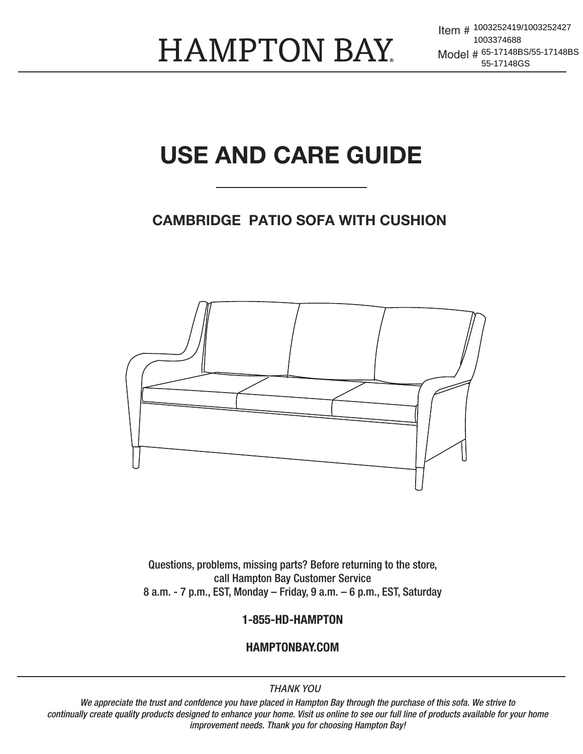HAMPTON BAY®

Item # 1003252419/1003252427
1003374688

Model # 65-17148BS/55-17148BS
55-17148GS

# USE AND CARE GUIDE

## CAMBRIDGE PATIO SOFA WITH CUSHION

Questions, problems, missing parts? Before returning to the store,
call Hampton Bay Customer Service
8 a.m. - 7 p.m., EST, Monday – Friday, 9 a.m. – 6 p.m., EST, Saturday

**1-855-HD-HAMPTON**

**HAMPTONBAY.COM**

*THANK YOU*

*We appreciate the trust and confdence you have placed in Hampton Bay through the purchase of this sofa. We strive to continually create quality products designed to enhance your home. Visit us online to see our full line of products available for your home improvement needs. Thank you for choosing Hampton Bay!*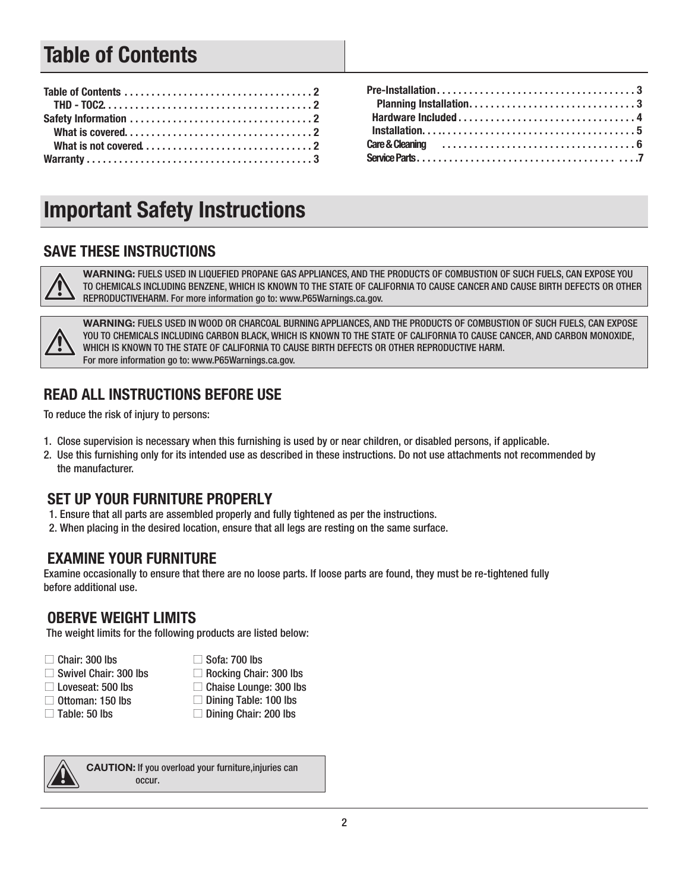# Table of Contents

Table of Contents . . . . . . . . . . . . . . . . . . . . . . . . . . . . . . . . . . . 2
THD - TOC2. . . . . . . . . . . . . . . . . . . . . . . . . . . . . . . . . . . . . . 2
Safety Information . . . . . . . . . . . . . . . . . . . . . . . . . . . . . . . . . . 2
What is covered. . . . . . . . . . . . . . . . . . . . . . . . . . . . . . . . . . . 2
What is not covered. . . . . . . . . . . . . . . . . . . . . . . . . . . . . . . . 2
Warranty . . . . . . . . . . . . . . . . . . . . . . . . . . . . . . . . . . . . . . . . . . 3
Pre-Installation . . . . . . . . . . . . . . . . . . . . . . . . . . . . . . . . . . . . . 3
Planning Installation. . . . . . . . . . . . . . . . . . . . . . . . . . . . . . . . 3
Hardware Included . . . . . . . . . . . . . . . . . . . . . . . . . . . . . . . . . 4
Installation. . . . . . . . . . . . . . . . . . . . . . . . . . . . . . . . . . . . . . . 5
Care & Cleaning . . . . . . . . . . . . . . . . . . . . . . . . . . . . . . . . . . . 6
Service Parts . . . . . . . . . . . . . . . . . . . . . . . . . . . . . . . . . . . . . . 7

# Important Safety Instructions

## SAVE THESE INSTRUCTIONS

**WARNING:** FUELS USED IN LIQUEFIED PROPANE GAS APPLIANCES, AND THE PRODUCTS OF COMBUSTION OF SUCH FUELS, CAN EXPOSE YOU TO CHEMICALS INCLUDING BENZENE, WHICH IS KNOWN TO THE STATE OF CALIFORNIA TO CAUSE CANCER AND CAUSE BIRTH DEFECTS OR OTHER REPRODUCTIVEHARM. For more information go to: www.P65Warnings.ca.gov.

**WARNING:** FUELS USED IN WOOD OR CHARCOAL BURNING APPLIANCES, AND THE PRODUCTS OF COMBUSTION OF SUCH FUELS, CAN EXPOSE YOU TO CHEMICALS INCLUDING CARBON BLACK, WHICH IS KNOWN TO THE STATE OF CALIFORNIA TO CAUSE CANCER, AND CARBON MONOXIDE, WHICH IS KNOWN TO THE STATE OF CALIFORNIA TO CAUSE BIRTH DEFECTS OR OTHER REPRODUCTIVE HARM.
For more information go to: www.P65Warnings.ca.gov.

## READ ALL INSTRUCTIONS BEFORE USE

To reduce the risk of injury to persons:

1. Close supervision is necessary when this furnishing is used by or near children, or disabled persons, if applicable.
2. Use this furnishing only for its intended use as described in these instructions. Do not use attachments not recommended by the manufacturer.

## SET UP YOUR FURNITURE PROPERLY

1. Ensure that all parts are assembled properly and fully tightened as per the instructions.
2. When placing in the desired location, ensure that all legs are resting on the same surface.

## EXAMINE YOUR FURNITURE

Examine occasionally to ensure that there are no loose parts. If loose parts are found, they must be re-tightened fully before additional use.

## OBERVE WEIGHT LIMITS

The weight limits for the following products are listed below:

- Chair: 300 lbs
- Swivel Chair: 300 lbs
- Loveseat: 500 lbs
- Ottoman: 150 lbs
- Table: 50 lbs
- Sofa: 700 lbs
- Rocking Chair: 300 lbs
- Chaise Lounge: 300 lbs
- Dining Table: 100 lbs
- Dining Chair: 200 lbs

**CAUTION:** If you overload your furniture,injuries can occur.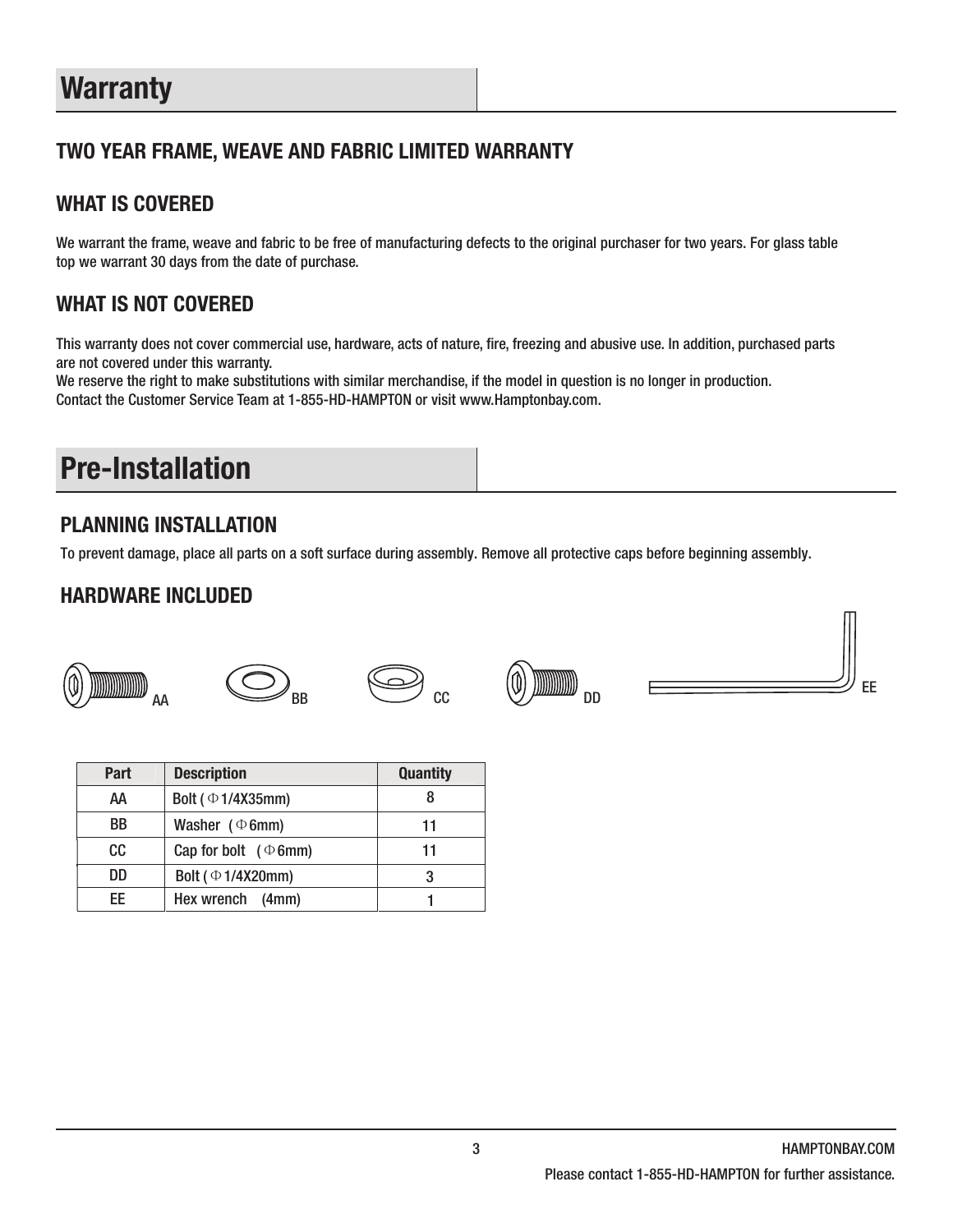# Warranty

## TWO YEAR FRAME, WEAVE AND FABRIC LIMITED WARRANTY

### WHAT IS COVERED

We warrant the frame, weave and fabric to be free of manufacturing defects to the original purchaser for two years. For glass table top we warrant 30 days from the date of purchase.

### WHAT IS NOT COVERED

This warranty does not cover commercial use, hardware, acts of nature, fire, freezing and abusive use. In addition, purchased parts are not covered under this warranty.
We reserve the right to make substitutions with similar merchandise, if the model in question is no longer in production.
Contact the Customer Service Team at 1-855-HD-HAMPTON or visit www.Hamptonbay.com.

# Pre-Installation

## PLANNING INSTALLATION

To prevent damage, place all parts on a soft surface during assembly. Remove all protective caps before beginning assembly.

## HARDWARE INCLUDED

AA BB CC DD EE

| Part | Description | Quantity |
|---|---|---|
| AA | Bolt ( Φ1/4X35mm) | 8 |
| BB | Washer ( Φ6mm) | 11 |
| CC | Cap for bolt ( Φ6mm) | 11 |
| DD | Bolt ( Φ1/4X20mm) | 3 |
| EE | Hex wrench (4mm) | 1 |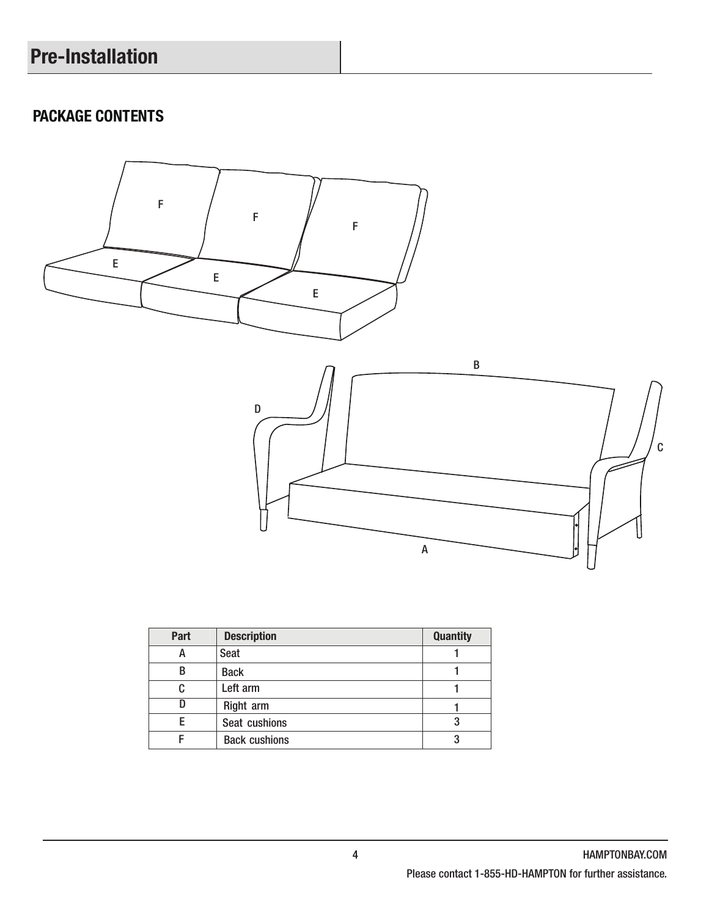# Pre-Installation

## PACKAGE CONTENTS

| Part | Description | Quantity |
|---|---|---|
| A | Seat | 1 |
| B | Back | 1 |
| C | Left arm | 1 |
| D | Right arm | 1 |
| E | Seat cushions | 3 |
| F | Back cushions | 3 |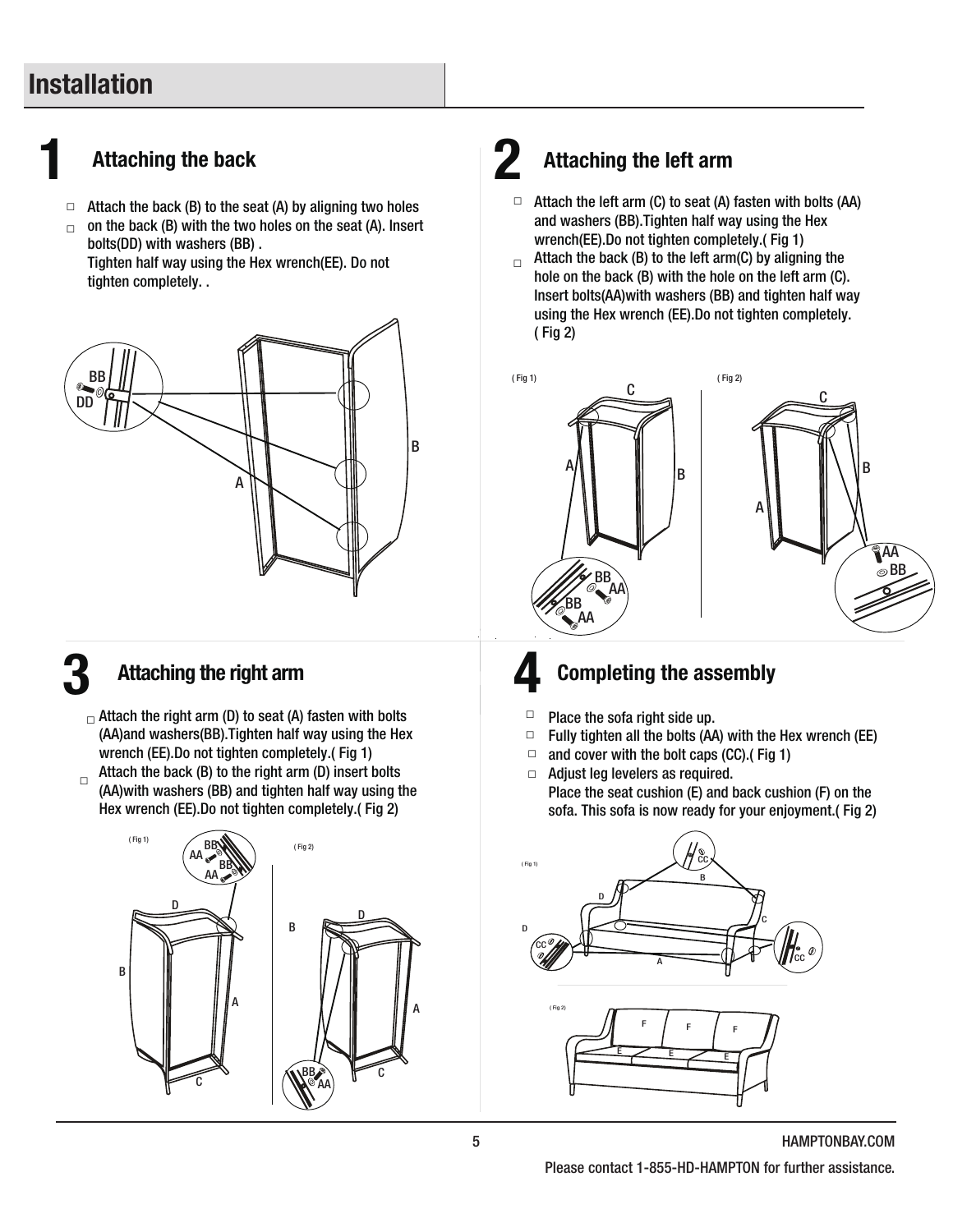# Installation

## 1 Attaching the back

- Attach the back (B) to the seat (A) by aligning two holes
- on the back (B) with the two holes on the seat (A). Insert bolts(DD) with washers (BB) .
  Tighten half way using the Hex wrench(EE). Do not tighten completely. .

## 2 Attaching the left arm

- Attach the left arm (C) to seat (A) fasten with bolts (AA) and washers (BB).Tighten half way using the Hex wrench(EE).Do not tighten completely.( Fig 1)
- Attach the back (B) to the left arm(C) by aligning the hole on the back (B) with the hole on the left arm (C). Insert bolts(AA)with washers (BB) and tighten half way using the Hex wrench (EE).Do not tighten completely. ( Fig 2)

## 3 Attaching the right arm

- Attach the right arm (D) to seat (A) fasten with bolts (AA)and washers(BB).Tighten half way using the Hex wrench (EE).Do not tighten completely.( Fig 1)
- Attach the back (B) to the right arm (D) insert bolts (AA)with washers (BB) and tighten half way using the Hex wrench (EE).Do not tighten completely.( Fig 2)

## 4 Completing the assembly

- Place the sofa right side up.
- Fully tighten all the bolts (AA) with the Hex wrench (EE)
- and cover with the bolt caps (CC).( Fig 1)
- Adjust leg levelers as required.
  Place the seat cushion (E) and back cushion (F) on the sofa. This sofa is now ready for your enjoyment.( Fig 2)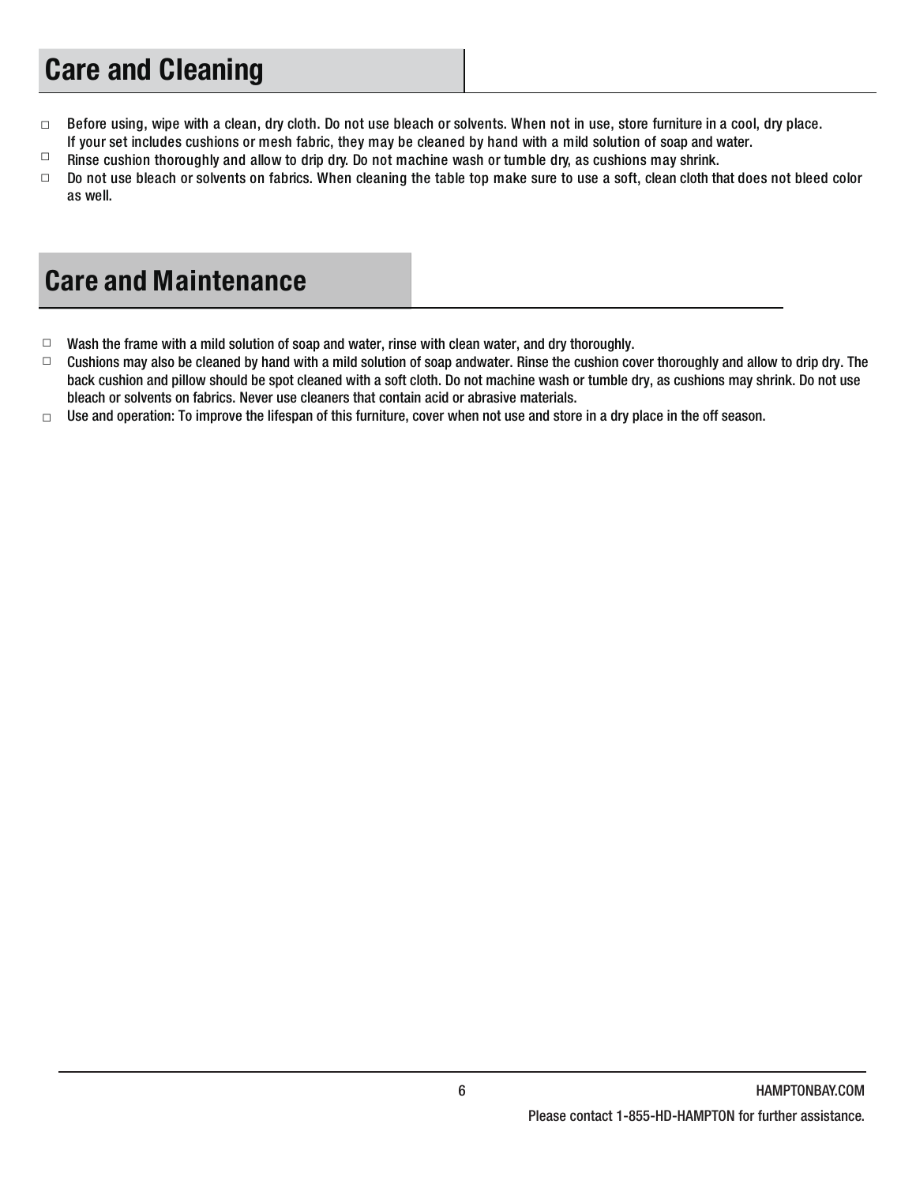## Care and Cleaning

- Before using, wipe with a clean, dry cloth. Do not use bleach or solvents. When not in use, store furniture in a cool, dry place. If your set includes cushions or mesh fabric, they may be cleaned by hand with a mild solution of soap and water.
- Rinse cushion thoroughly and allow to drip dry. Do not machine wash or tumble dry, as cushions may shrink.
- Do not use bleach or solvents on fabrics. When cleaning the table top make sure to use a soft, clean cloth that does not bleed color as well.

## Care and Maintenance

- Wash the frame with a mild solution of soap and water, rinse with clean water, and dry thoroughly.
- Cushions may also be cleaned by hand with a mild solution of soap andwater. Rinse the cushion cover thoroughly and allow to drip dry. The back cushion and pillow should be spot cleaned with a soft cloth. Do not machine wash or tumble dry, as cushions may shrink. Do not use bleach or solvents on fabrics. Never use cleaners that contain acid or abrasive materials.
- Use and operation: To improve the lifespan of this furniture, cover when not use and store in a dry place in the off season.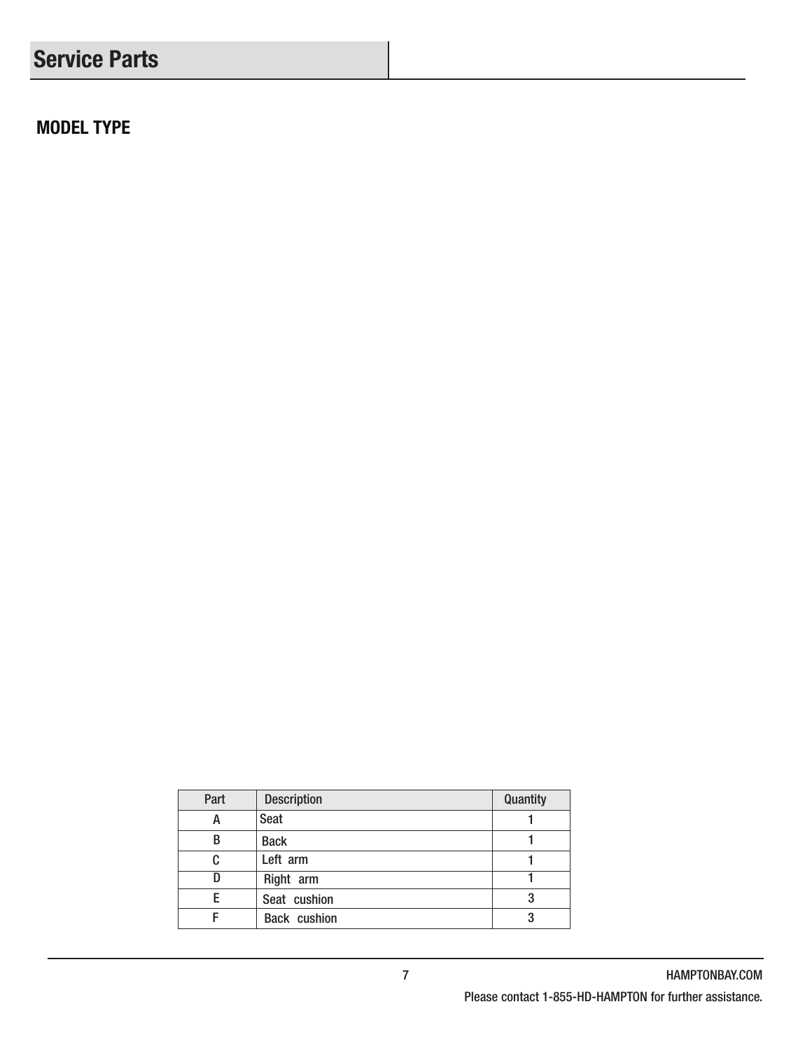## Service Parts

### MODEL TYPE

| Part | Description | Quantity |
|---|---|---|
| A | Seat | 1 |
| B | Back | 1 |
| C | Left arm | 1 |
| D | Right arm | 1 |
| E | Seat cushion | 3 |
| F | Back cushion | 3 |

HAMPTONBAY.COM

Please contact 1-855-HD-HAMPTON for further assistance.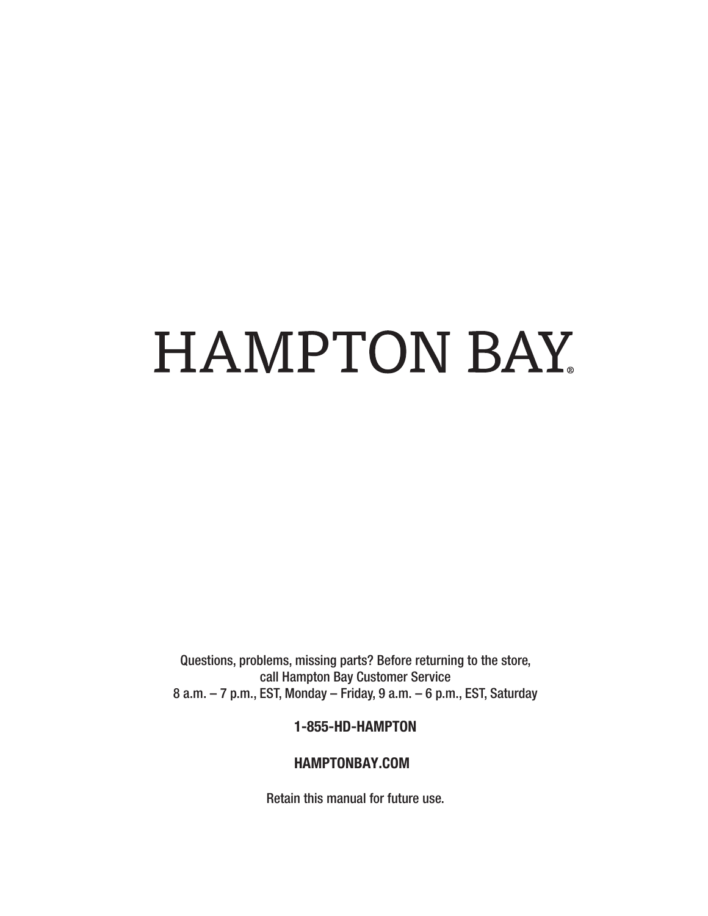# HAMPTON BAY®

Questions, problems, missing parts? Before returning to the store,
call Hampton Bay Customer Service
8 a.m. – 7 p.m., EST, Monday – Friday, 9 a.m. – 6 p.m., EST, Saturday

**1-855-HD-HAMPTON**

**HAMPTONBAY.COM**

Retain this manual for future use.